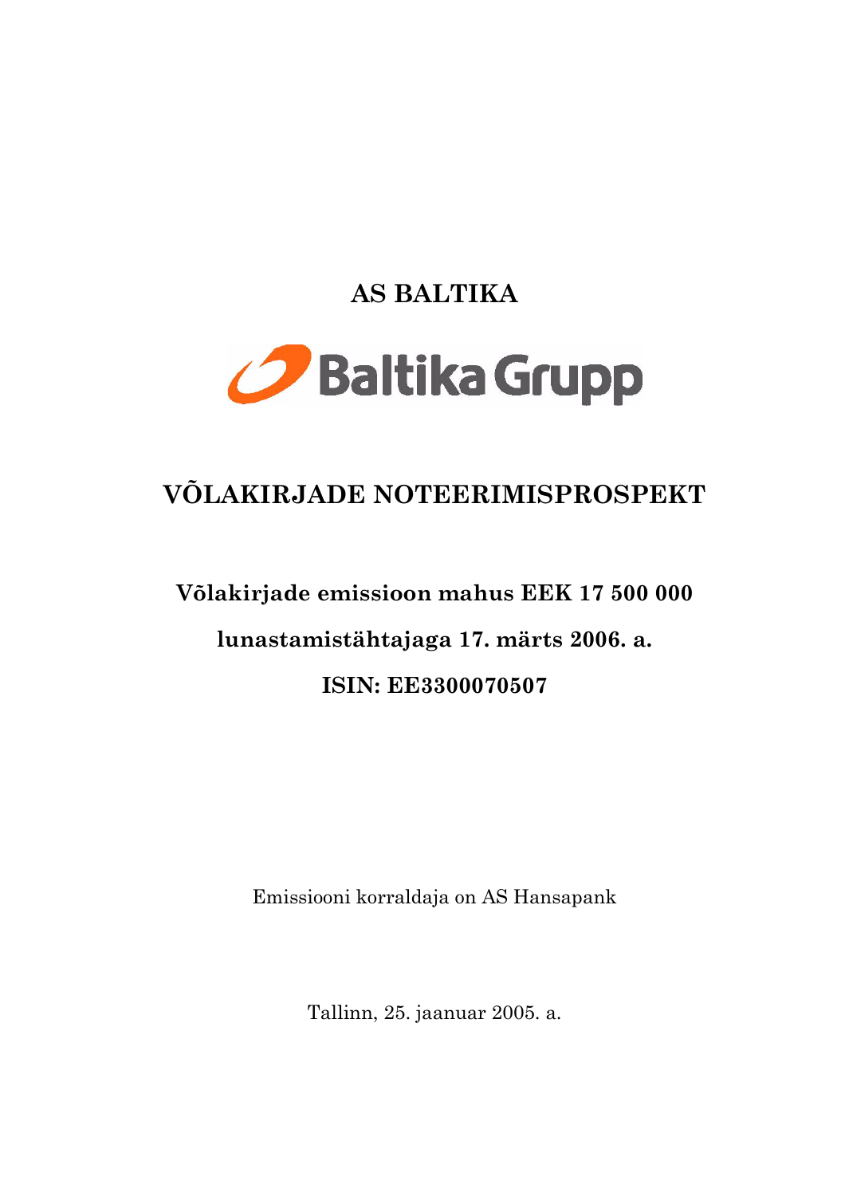# AS BALTIKA

Baltika Grupp

# VÕLAKIRJADE NOTEERIMISPROSPEKT

**Võlakirjade emissioon mahus EEK 17 500 000**

**lunastamistähtajaga 17. märts 2006. a.**

**ISIN: EE3300070507**

Emissiooni korraldaja on AS Hansapank

Tallinn, 25. jaanuar 2005. a.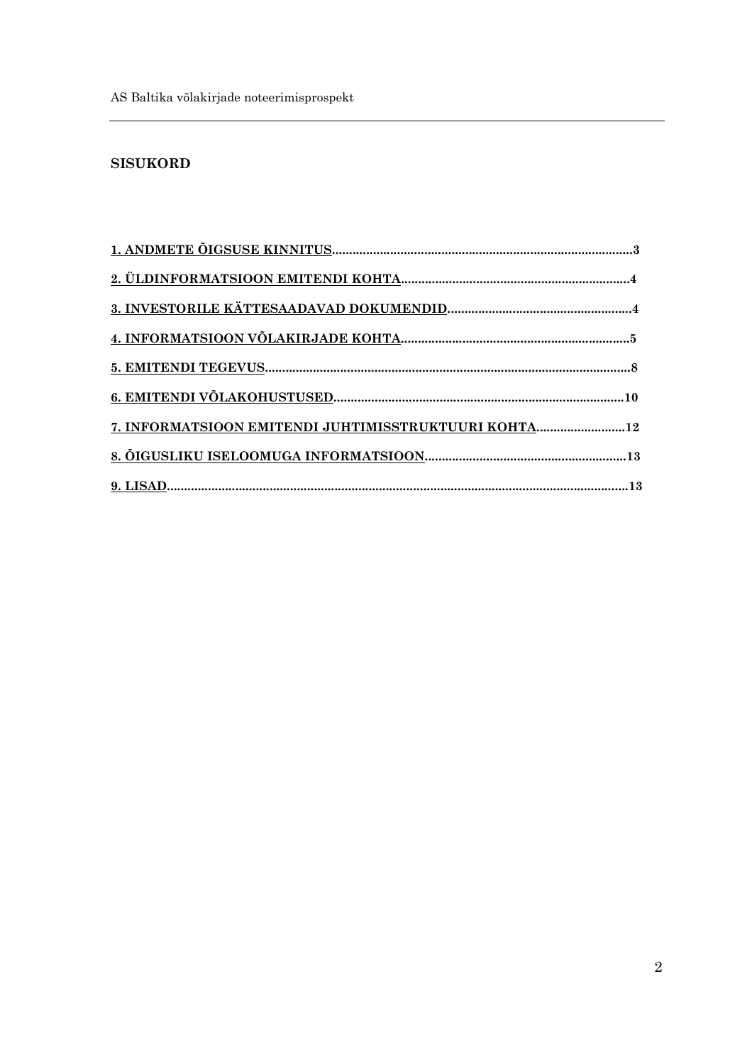## SISUKORD

**1. ANDMETE ÕIGSUSE KINNITUS** ........................................................................................3

**2. ÜLDINFORMATSIOON EMITENDI KOHTA** ..................................................................4

**3. INVESTORILE KÄTTESAADAVAD DOKUMENDID** .....................................................4

**4. INFORMATSIOON VÕLAKIRJADE KOHTA** ..................................................................5

**5. EMITENDI TEGEVUS** ..........................................................................................................8

**6. EMITENDI VÕLAKOHUSTUSED** ...................................................................................10

**7. INFORMATSIOON EMITENDI JUHTIMISSTRUKTUURI KOHTA** ..........................12

**8. ÕIGUSLIKU ISELOOMUGA INFORMATSIOON** ..........................................................13

**9. LISAD** ......................................................................................................................................13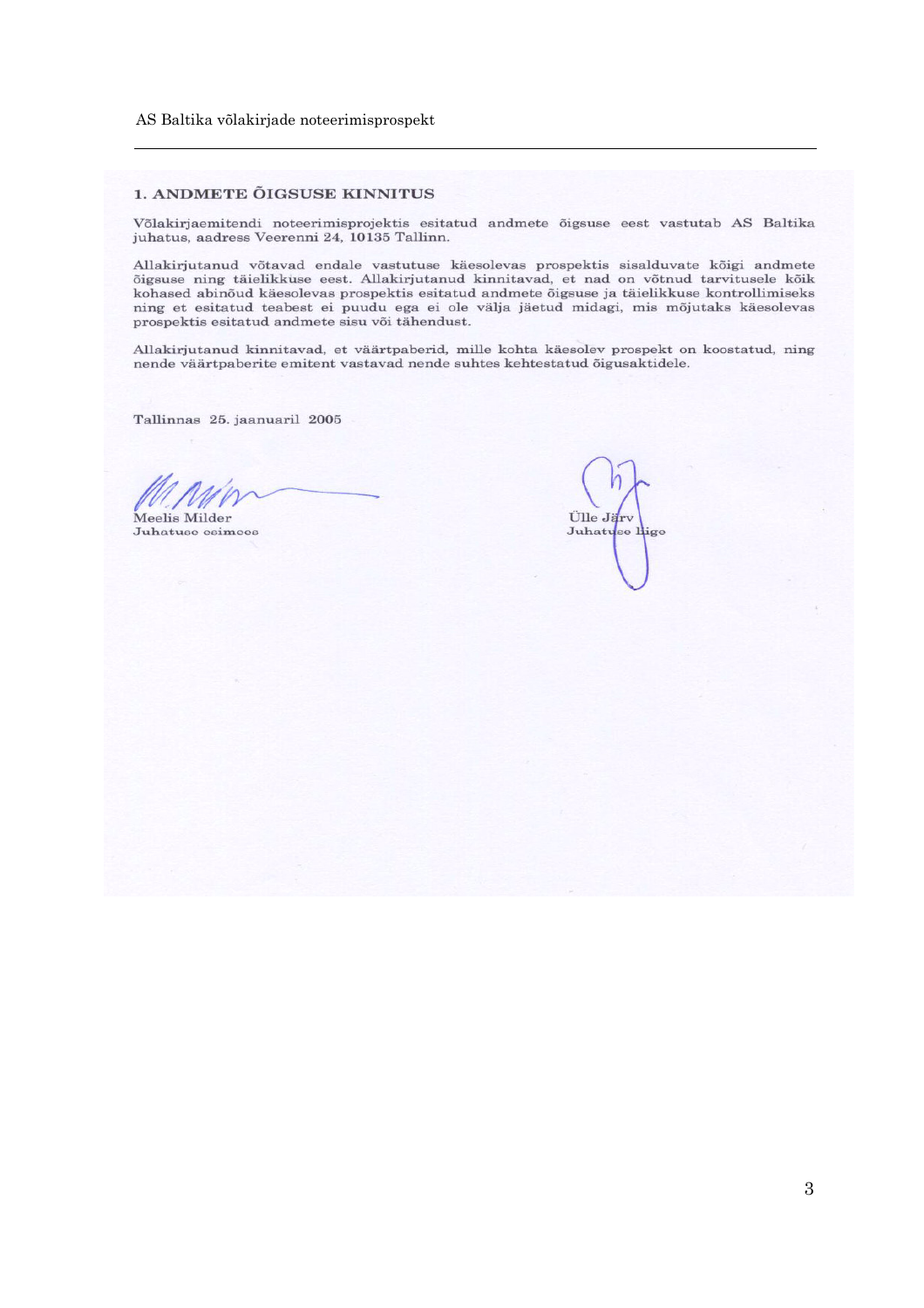## 1. ANDMETE ÕIGSUSE KINNITUS

Võlakirjaemitendi noteerimisprojektis esitatud andmete õigsuse eest vastutab AS Baltika juhatus, aadress Veerenni 24, 10135 Tallinn.

Allakirjutanud võtavad endale vastutuse käesolevas prospektis sisalduvate kõigi andmete õigsuse ning täielikkuse eest. Allakirjutanud kinnitavad, et nad on võtnud tarvitusele kõik kohased abinõud käesolevas prospektis esitatud andmete õigsuse ja täielikkuse kontrollimiseks ning et esitatud teabest ei puudu ega ei ole välja jäetud midagi, mis mõjutaks käesolevas prospektis esitatud andmete sisu või tähendust.

Allakirjutanud kinnitavad, et väärtpaberid, mille kohta käesolev prospekt on koostatud, ning nende väärtpaberite emitent vastavad nende suhtes kehtestatud õigusaktidele.

Tallinnas 25. jaanuaril 2005

Meelis Milder
Juhatuse esimees

Ülle Järv
Juhatuse liige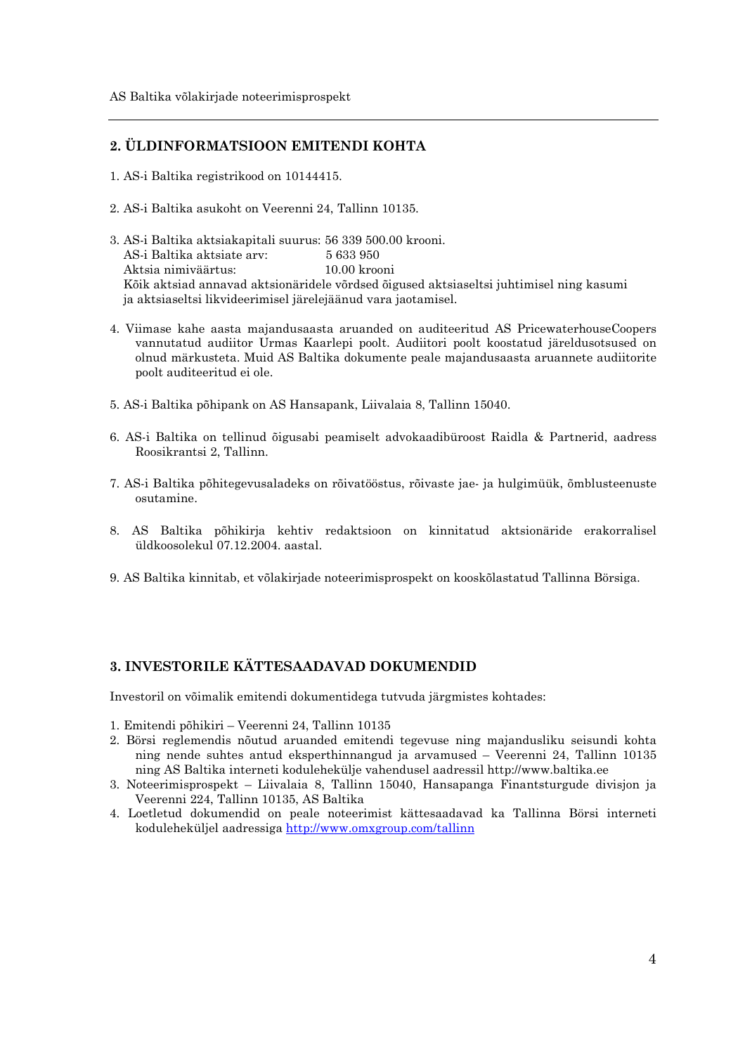## 2. ÜLDINFORMATSIOON EMITENDI KOHTA

1. AS-i Baltika registrikood on 10144415.

2. AS-i Baltika asukoht on Veerenni 24, Tallinn 10135.

3. AS-i Baltika aktsiakapitali suurus: 56 339 500.00 krooni.
   AS-i Baltika aktsiate arv: 5 633 950
   Aktsia nimiväärtus: 10.00 krooni
   Kõik aktsiad annavad aktsionäridele võrdsed õigused aktsiaseltsi juhtimisel ning kasumi ja aktsiaseltsi likvideerimisel järelejäänud vara jaotamisel.

4. Viimase kahe aasta majandusaasta aruanded on auditeeritud AS PricewaterhouseCoopers vannutatud audiitor Urmas Kaarlepi poolt. Audiitori poolt koostatud järeldusotsused on olnud märkusteta. Muid AS Baltika dokumente peale majandusaasta aruannete audiitorite poolt auditeeritud ei ole.

5. AS-i Baltika põhipank on AS Hansapank, Liivalaia 8, Tallinn 15040.

6. AS-i Baltika on tellinud õigusabi peamiselt advokaadibüroost Raidla & Partnerid, aadress Roosikrantsi 2, Tallinn.

7. AS-i Baltika põhitegevusaladeks on rõivatööstus, rõivaste jae- ja hulgimüük, õmblusteenuste osutamine.

8. AS Baltika põhikirja kehtiv redaktsioon on kinnitatud aktsionäride erakorralisel üldkoosolekul 07.12.2004. aastal.

9. AS Baltika kinnitab, et võlakirjade noteerimisprospekt on kooskõlastatud Tallinna Börsiga.

## 3. INVESTORILE KÄTTESAADAVAD DOKUMENDID

Investoril on võimalik emitendi dokumentidega tutvuda järgmistes kohtades:

1. Emitendi põhikiri – Veerenni 24, Tallinn 10135
2. Börsi reglemendis nõutud aruanded emitendi tegevuse ning majandusliku seisundi kohta ning nende suhtes antud eksperthinnangud ja arvamused – Veerenni 24, Tallinn 10135 ning AS Baltika interneti kodulehekülje vahendusel aadressil http://www.baltika.ee
3. Noteerimisprospekt – Liivalaia 8, Tallinn 15040, Hansapanga Finantsturgude divisjon ja Veerenni 224, Tallinn 10135, AS Baltika
4. Loetletud dokumendid on peale noteerimist kättesaadavad ka Tallinna Börsi interneti koduleheküljel aadressiga http://www.omxgroup.com/tallinn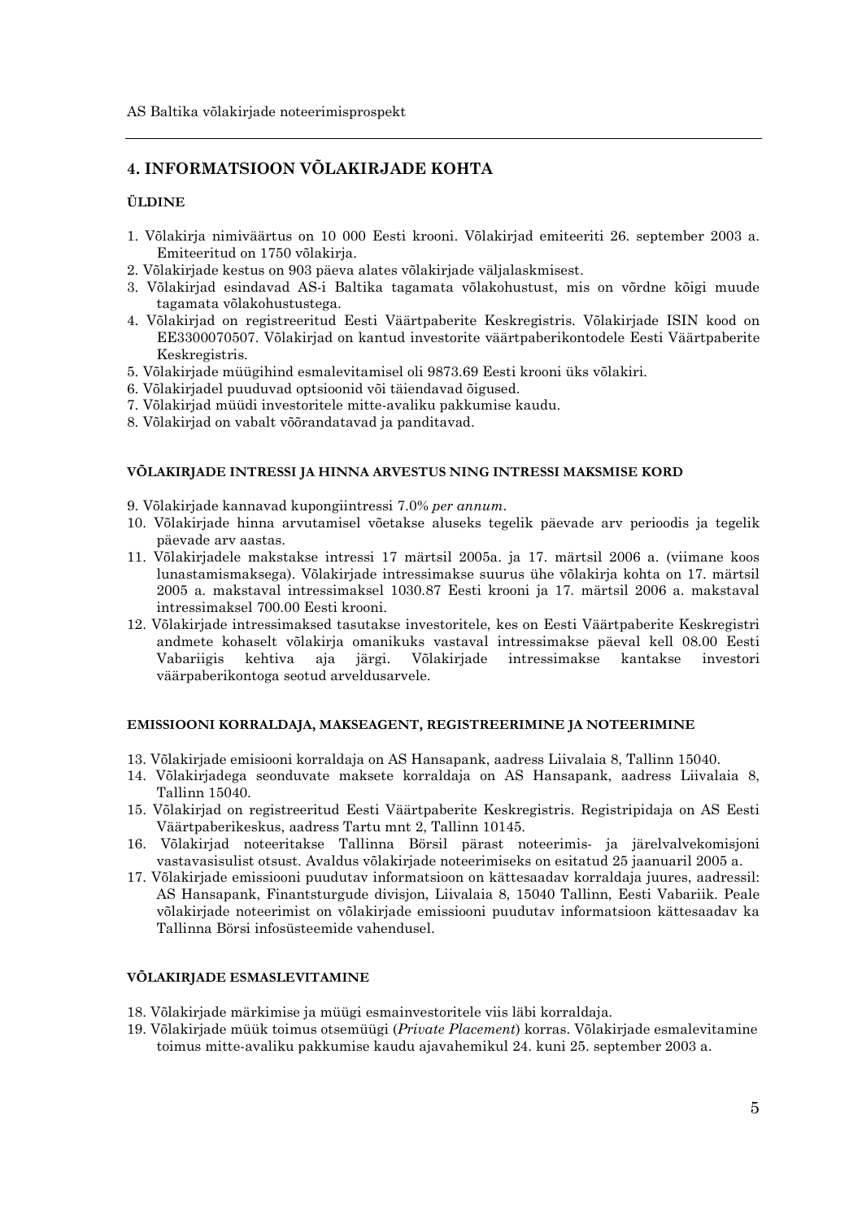## 4. INFORMATSIOON VÕLAKIRJADE KOHTA

### ÜLDINE

1. Võlakirja nimiväärtus on 10 000 Eesti krooni. Võlakirjad emiteeriti 26. september 2003 a. Emiteeritud on 1750 võlakirja.
2. Võlakirjade kestus on 903 päeva alates võlakirjade väljalaskmisest.
3. Võlakirjad esindavad AS-i Baltika tagamata võlakohustust, mis on võrdne kõigi muude tagamata võlakohustustega.
4. Võlakirjad on registreeritud Eesti Väärtpaberite Keskregistris. Võlakirjade ISIN kood on EE3300070507. Võlakirjad on kantud investorite väärtpaberikontodele Eesti Väärtpaberite Keskregistris.
5. Võlakirjade müügihind esmalevitamisel oli 9873.69 Eesti krooni üks võlakiri.
6. Võlakirjadel puuduvad optsioonid või täiendavad õigused.
7. Võlakirjad müüdi investoritele mitte-avaliku pakkumise kaudu.
8. Võlakirjad on vabalt võõrandatavad ja panditavad.

### VÕLAKIRJADE INTRESSI JA HINNA ARVESTUS NING INTRESSI MAKSMISE KORD

9. Võlakirjade kannavad kupongiintressi 7.0% *per annum*.
10. Võlakirjade hinna arvutamisel võetakse aluseks tegelik päevade arv perioodis ja tegelik päevade arv aastas.
11. Võlakirjadele makstakse intressi 17 märtsil 2005a. ja 17. märtsil 2006 a. (viimane koos lunastamismaksega). Võlakirjade intressimakse suurus ühe võlakirja kohta on 17. märtsil 2005 a. makstaval intressimaksel 1030.87 Eesti krooni ja 17. märtsil 2006 a. makstaval intressimaksel 700.00 Eesti krooni.
12. Võlakirjade intressimaksed tasutakse investoritele, kes on Eesti Väärtpaberite Keskregistri andmete kohaselt võlakirja omanikuks vastaval intressimakse päeval kell 08.00 Eesti Vabariigis kehtiva aja järgi. Võlakirjade intressimakse kantakse investori väärpaberikontoga seotud arveldusarvele.

### EMISSIOONI KORRALDAJA, MAKSEAGENT, REGISTREERIMINE JA NOTEERIMINE

13. Võlakirjade emisiooni korraldaja on AS Hansapank, aadress Liivalaia 8, Tallinn 15040.
14. Võlakirjadega seonduvate maksete korraldaja on AS Hansapank, aadress Liivalaia 8, Tallinn 15040.
15. Võlakirjad on registreeritud Eesti Väärtpaberite Keskregistris. Registripidaja on AS Eesti Väärtpaberikeskus, aadress Tartu mnt 2, Tallinn 10145.
16. Võlakirjad noteeritakse Tallinna Börsil pärast noteerimis- ja järelvalvekomisjoni vastavasisulist otsust. Avaldus võlakirjade noteerimiseks on esitatud 25 jaanuaril 2005 a.
17. Võlakirjade emissiooni puudutav informatsioon on kättesaadav korraldaja juures, aadressil: AS Hansapank, Finantsturgude divisjon, Liivalaia 8, 15040 Tallinn, Eesti Vabariik. Peale võlakirjade noteerimist on võlakirjade emissiooni puudutav informatsioon kättesaadav ka Tallinna Börsi infosüsteemide vahendusel.

### VÕLAKIRJADE ESMASLEVITAMINE

18. Võlakirjade märkimise ja müügi esmainvestoritele viis läbi korraldaja.
19. Võlakirjade müük toimus otsemüügi (*Private Placement*) korras. Võlakirjade esmalevitamine toimus mitte-avaliku pakkumise kaudu ajavahemikul 24. kuni 25. september 2003 a.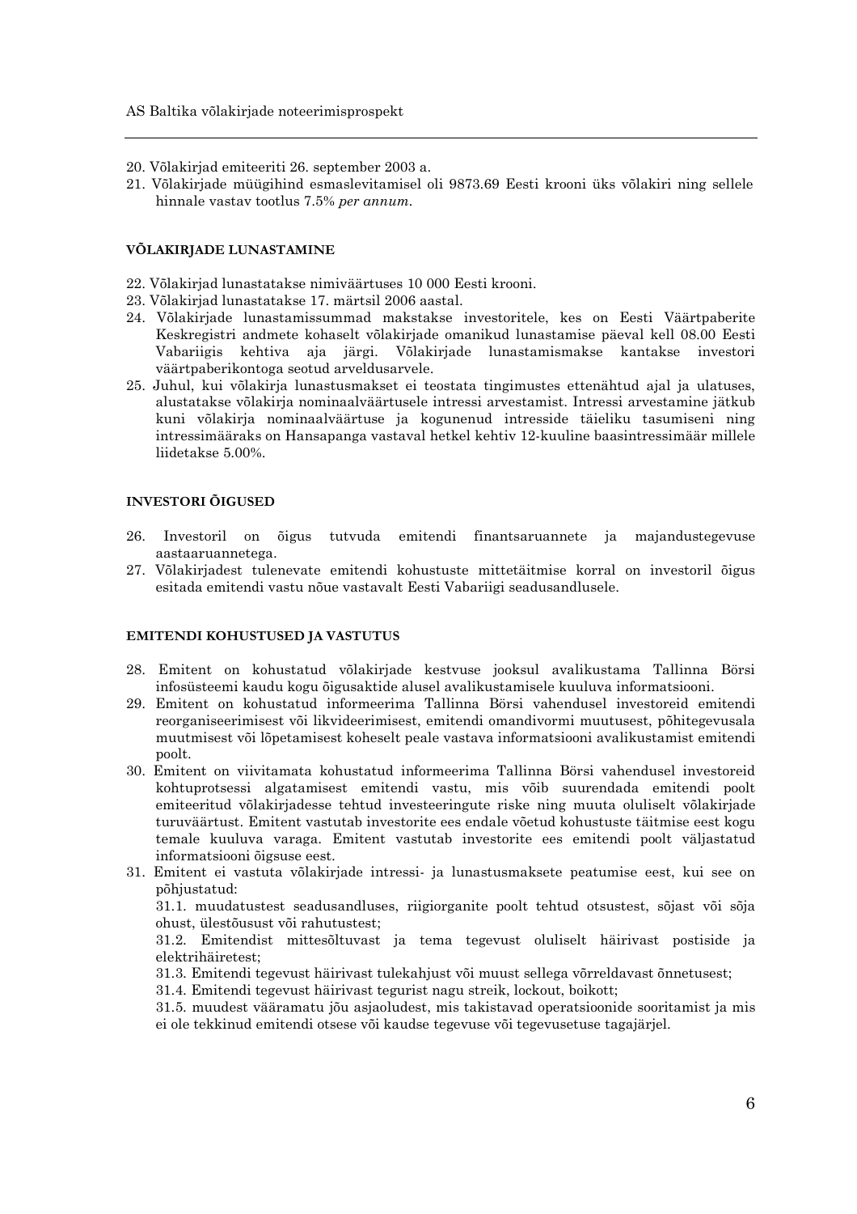20. Võlakirjad emiteeriti 26. september 2003 a.
21. Võlakirjade müügihind esmaslevitamisel oli 9873.69 Eesti krooni üks võlakiri ning sellele hinnale vastav tootlus 7.5% *per annum*.

#### VÕLAKIRJADE LUNASTAMINE

22. Võlakirjad lunastatakse nimiväärtuses 10 000 Eesti krooni.
23. Võlakirjad lunastatakse 17. märtsil 2006 aastal.
24. Võlakirjade lunastamissummad makstakse investoritele, kes on Eesti Väärtpaberite Keskregistri andmete kohaselt võlakirjade omanikud lunastamise päeval kell 08.00 Eesti Vabariigis kehtiva aja järgi. Võlakirjade lunastamismakse kantakse investori väärtpaberikontoga seotud arveldusarvele.
25. Juhul, kui võlakirja lunastusmakset ei teostata tingimustes ettenähtud ajal ja ulatuses, alustatakse võlakirja nominaalväärtusele intressi arvestamist. Intressi arvestamine jätkub kuni võlakirja nominaalväärtuse ja kogunenud intresside täieliku tasumiseni ning intressimääraks on Hansapanga vastaval hetkel kehtiv 12-kuuline baasintressimäär millele liidetakse 5.00%.

#### INVESTORI ÕIGUSED

26. Investoril on õigus tutvuda emitendi finantsaruannete ja majandustegevuse aastaaruannetega.
27. Võlakirjadest tulenevate emitendi kohustuste mittetäitmise korral on investoril õigus esitada emitendi vastu nõue vastavalt Eesti Vabariigi seadusandlusele.

#### EMITENDI KOHUSTUSED JA VASTUTUS

28. Emitent on kohustatud võlakirjade kestvuse jooksul avalikustama Tallinna Börsi infosüsteemi kaudu kogu õigusaktide alusel avalikustamisele kuuluva informatsiooni.
29. Emitent on kohustatud informeerima Tallinna Börsi vahendusel investoreid emitendi reorganiseerimisest või likvideerimisest, emitendi omandivormi muutusest, põhitegevusala muutmisest või lõpetamisest koheselt peale vastava informatsiooni avalikustamist emitendi poolt.
30. Emitent on viivitamata kohustatud informeerima Tallinna Börsi vahendusel investoreid kohtuprotsessi algatamisest emitendi vastu, mis võib suurendada emitendi poolt emiteeritud võlakirjadesse tehtud investeeringute riske ning muuta oluliselt võlakirjade turuväärtust. Emitent vastutab investorite ees endale võetud kohustuste täitmise eest kogu temale kuuluva varaga. Emitent vastutab investorite ees emitendi poolt väljastatud informatsiooni õigsuse eest.
31. Emitent ei vastuta võlakirjade intressi- ja lunastusmaksete peatumise eest, kui see on põhjustatud:

    31.1. muudatustest seadusandluses, riigiorganite poolt tehtud otsustest, sõjast või sõja ohust, ülestõusust või rahutustest;

    31.2. Emitendist mittesõltuvast ja tema tegevust oluliselt häirivast postisiside ja elektrihäiretest;

    31.3. Emitendi tegevust häirivast tulekahjust või muust sellega võrreldavast õnnetusest;

    31.4. Emitendi tegevust häirivast tegurist nagu streik, lockout, boikott;

    31.5. muudest vääramatu jõu asjaoludest, mis takistavad operatsioonide sooritamist ja mis ei ole tekkinud emitendi otsese või kaudse tegevuse või tegevusetuse tagajärjel.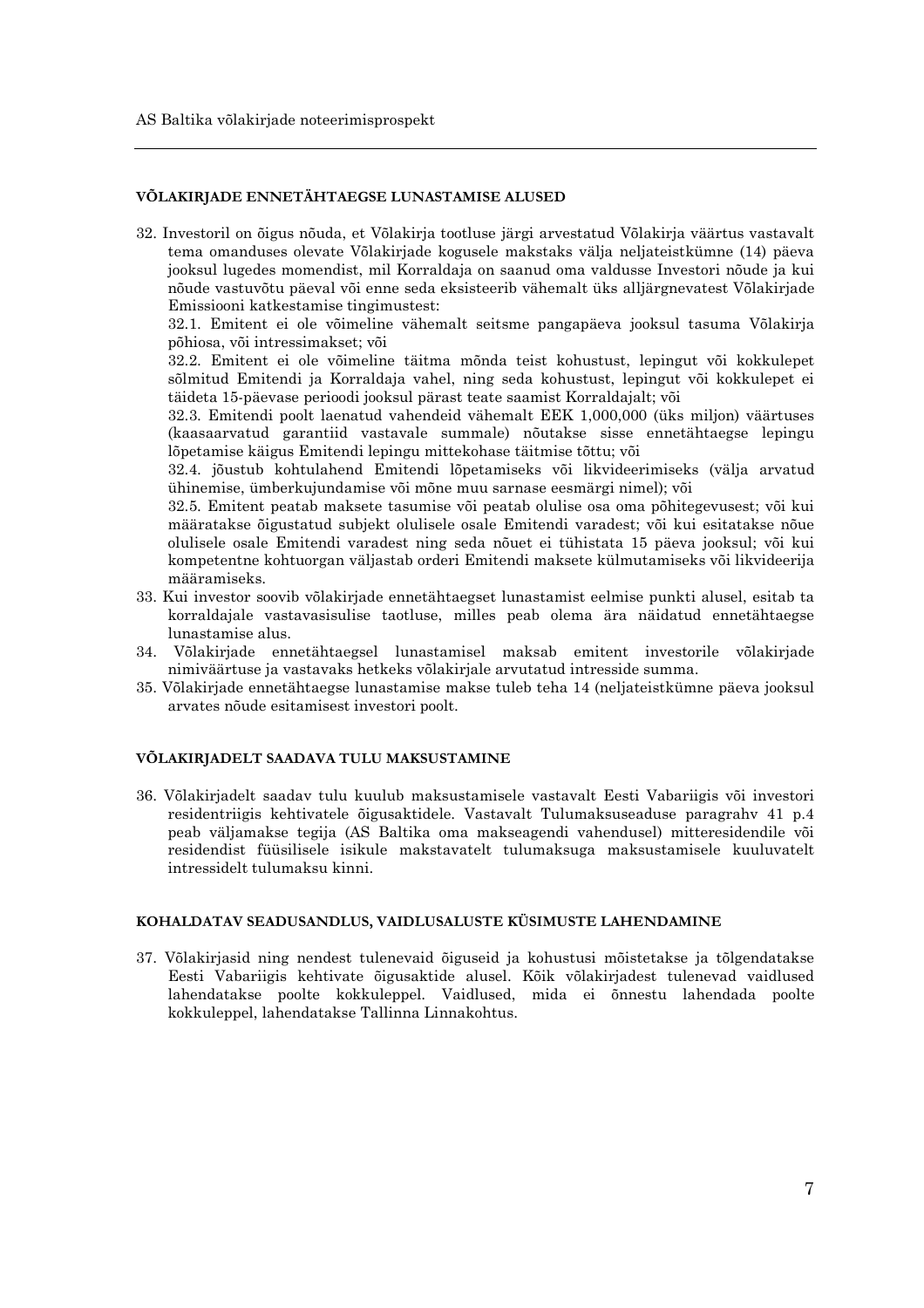## VÕLAKIRJADE ENNETÄHTAEGSE LUNASTAMISE ALUSED

32. Investoril on õigus nõuda, et Võlakirja tootluse järgi arvestatud Võlakirja väärtus vastavalt tema omanduses olevate Võlakirjade kogusele makstaks välja neljateistkümne (14) päeva jooksul lugedes momendist, mil Korraldaja on saanud oma valdusse Investori nõude ja kui nõude vastuvõtu päeval või enne seda eksisteerib vähemalt üks alljärgnevatest Võlakirjade Emissiooni katkestamise tingimustest:

    32.1. Emitent ei ole võimeline vähemalt seitsme pangapäeva jooksul tasuma Võlakirja põhiosa, või intressimakset; või

    32.2. Emitent ei ole võimeline täitma mõnda teist kohustust, lepingut või kokkulepet sõlmitud Emitendi ja Korraldaja vahel, ning seda kohustust, lepingut või kokkulepet ei täideta 15-päevase perioodi jooksul pärast teate saamist Korraldajalt; või

    32.3. Emitendi poolt laenatud vahendeid vähemalt EEK 1,000,000 (üks miljon) väärtuses (kaasaarvatud garantiid vastavale summale) nõutakse sisse ennetähtaegse lepingu lõpetamise käigus Emitendi lepingu mittekohase täitmise tõttu; või

    32.4. jõustub kohtulahend Emitendi lõpetamiseks või likvideerimiseks (välja arvatud ühinemise, ümberkujundamise või mõne muu sarnase eesmärgi nimel); või

    32.5. Emitent peatab maksete tasumise või peatab olulise osa oma põhitegevusest; või kui määratakse õigustatud subjekt olulisele osale Emitendi varadest; või kui esitatakse nõue olulisele osale Emitendi varadest ning seda nõuet ei tühistata 15 päeva jooksul; või kui kompetentne kohtuorgan väljastab orderi Emitendi maksete külmutamiseks või likvideerija määramiseks.

33. Kui investor soovib võlakirjade ennetähtaegset lunastamist eelmise punkti alusel, esitab ta korraldajale vastavasisulise taotluse, milles peab olema ära näidatud ennetähtaegse lunastamise alus.
34. Võlakirjade ennetähtaegsel lunastamisel maksab emitent investorile võlakirjade nimiväärtuse ja vastavaks hetkeks võlakirjale arvutatud intresside summa.
35. Võlakirjade ennetähtaegse lunastamise makse tuleb teha 14 (neljateistkümne päeva jooksul arvates nõude esitamisest investori poolt.

## VÕLAKIRJADELT SAADAVA TULU MAKSUSTAMINE

36. Võlakirjadelt saadav tulu kuulub maksustamisele vastavalt Eesti Vabariigis või investori residentriigis kehtivatele õigusaktidele. Vastavalt Tulumaksuseaduse paragrahv 41 p.4 peab väljamakse tegija (AS Baltika oma makseagendi vahendusel) mitteresidendile või residendist füüsilisele isikule makstavatelt tulumaksuga maksustamisele kuuluvatelt intressidelt tulumaksu kinni.

## KOHALDATAV SEADUSANDLUS, VAIDLUSALUSTE KÜSIMUSTE LAHENDAMINE

37. Võlakirjasid ning nendest tulenevaid õiguseid ja kohustusi mõistetakse ja tõlgendatakse Eesti Vabariigis kehtivate õigusaktide alusel. Kõik võlakirjadest tulenevad vaidlused lahendatakse poolte kokkuleppel. Vaidlused, mida ei õnnestu lahendada poolte kokkuleppel, lahendatakse Tallinna Linnakohtus.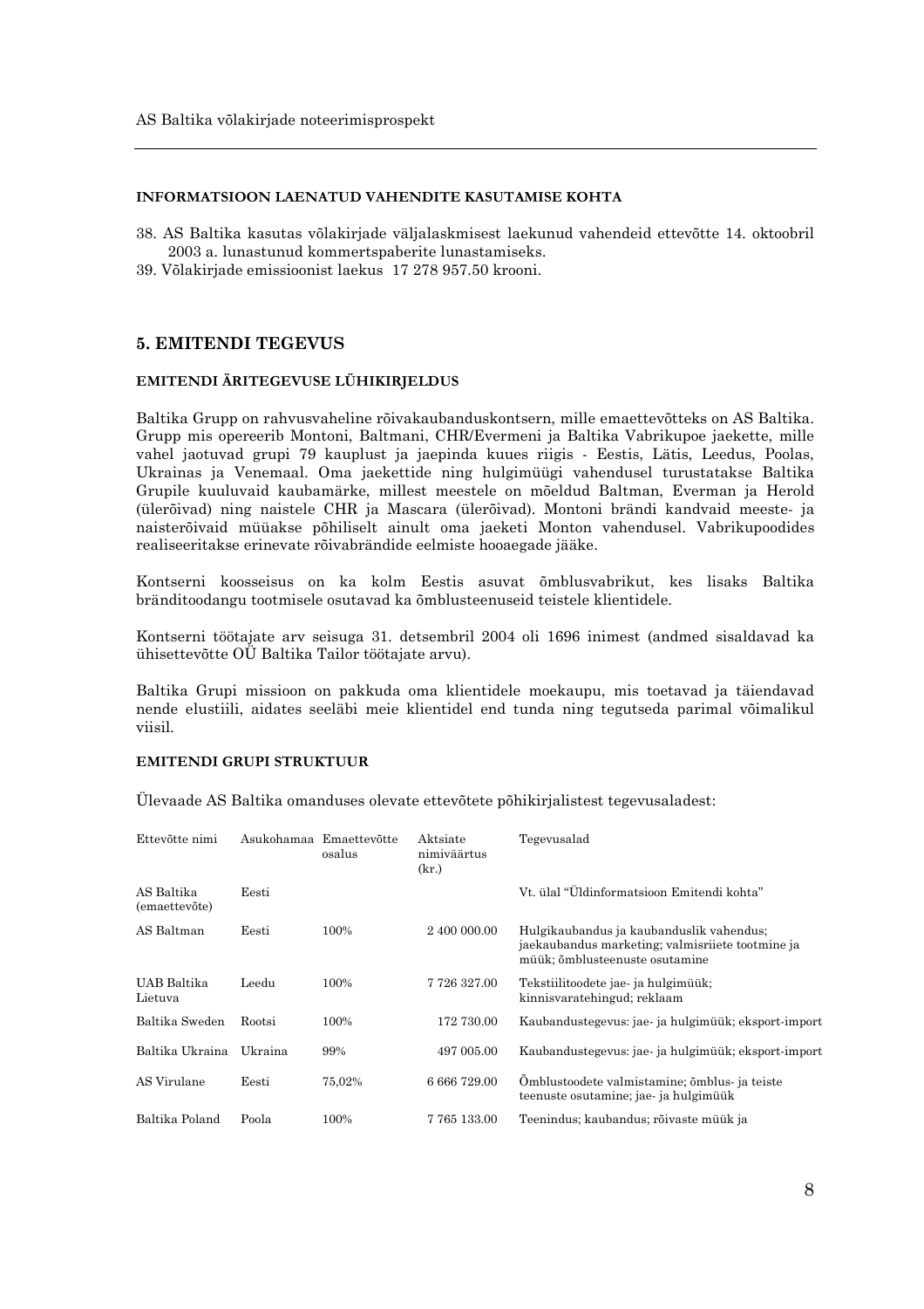#### INFORMATSIOON LAENATUD VAHENDITE KASUTAMISE KOHTA

38. AS Baltika kasutas võlakirjade väljalaskmisest laekunud vahendeid ettevõtte 14. oktoobril 2003 a. lunastunud kommertspaberite lunastamiseks.
39. Võlakirjade emissioonist laekus 17 278 957.50 krooni.

## 5. EMITENDI TEGEVUS

#### EMITENDI ÄRITEGEVUSE LÜHIKIRJELDUS

Baltika Grupp on rahvusvaheline rõivakaubanduskontsern, mille emaettevõtteks on AS Baltika. Grupp mis opereerib Montoni, Baltmani, CHR/Evermeni ja Baltika Vabrikupoe jaekette, mille vahel jaotuvad grupi 79 kauplust ja jaepinda kuues riigis - Eestis, Lätis, Leedus, Poolas, Ukrainas ja Venemaal. Oma jaekettide ning hulgimüügi vahendusel turustatakse Baltika Grupile kuuluvaid kaubamärke, millest meestele on mõeldud Baltman, Everman ja Herold (ülerõivad) ning naistele CHR ja Mascara (ülerõivad). Montoni brändi kandvaid meeste- ja naisterõivaid müüakse põhiliselt ainult oma jaeketi Monton vahendusel. Vabrikupoodides realiseeritakse erinevate rõivabrändide eelmiste hooaegade jääke.

Kontserni koosseisus on ka kolm Eestis asuvat õmblusvabrikut, kes lisaks Baltika bränditoodangu tootmisele osutavad ka õmblusteenuseid teistele klientidele.

Kontserni töötajate arv seisuga 31. detsembril 2004 oli 1696 inimest (andmed sisaldavad ka ühisettevõtte OÜ Baltika Tailor töötajate arvu).

Baltika Grupi missioon on pakkuda oma klientidele moekaupu, mis toetavad ja täiendavad nende elustiili, aidates seeläbi meie klientidel end tunda ning tegutseda parimal võimalikul viisil.

#### EMITENDI GRUPI STRUKTUUR

Ülevaade AS Baltika omanduses olevate ettevõtete põhikirjalistest tegevusaladest:

| Ettevõtte nimi | Asukohamaa | Emaettevõtte osalus | Aktsiate nimiväärtus (kr.) | Tegevusalad |
|---|---|---|---|---|
| AS Baltika (emaettevõte) | Eesti | | | Vt. ülal "Üldinformatsioon Emitendi kohta" |
| AS Baltman | Eesti | 100% | 2 400 000.00 | Hulgikaubandus ja kaubanduslik vahendus; jaekaubandus marketing; valmisriiete tootmine ja müük; õmblusteenuste osutamine |
| UAB Baltika Lietuva | Leedu | 100% | 7 726 327.00 | Tekstiilitoodete jae- ja hulgimüük; kinnisvaratehingud; reklaam |
| Baltika Sweden | Rootsi | 100% | 172 730.00 | Kaubandustegevus: jae- ja hulgimüük; eksport-import |
| Baltika Ukraina | Ukraina | 99% | 497 005.00 | Kaubandustegevus: jae- ja hulgimüük; eksport-import |
| AS Virulane | Eesti | 75,02% | 6 666 729.00 | Õmblustoodete valmistamine; õmblus- ja teiste teenuste osutamine; jae- ja hulgimüük |
| Baltika Poland | Poola | 100% | 7 765 133.00 | Teenindus; kaubandus; rõivaste müük ja |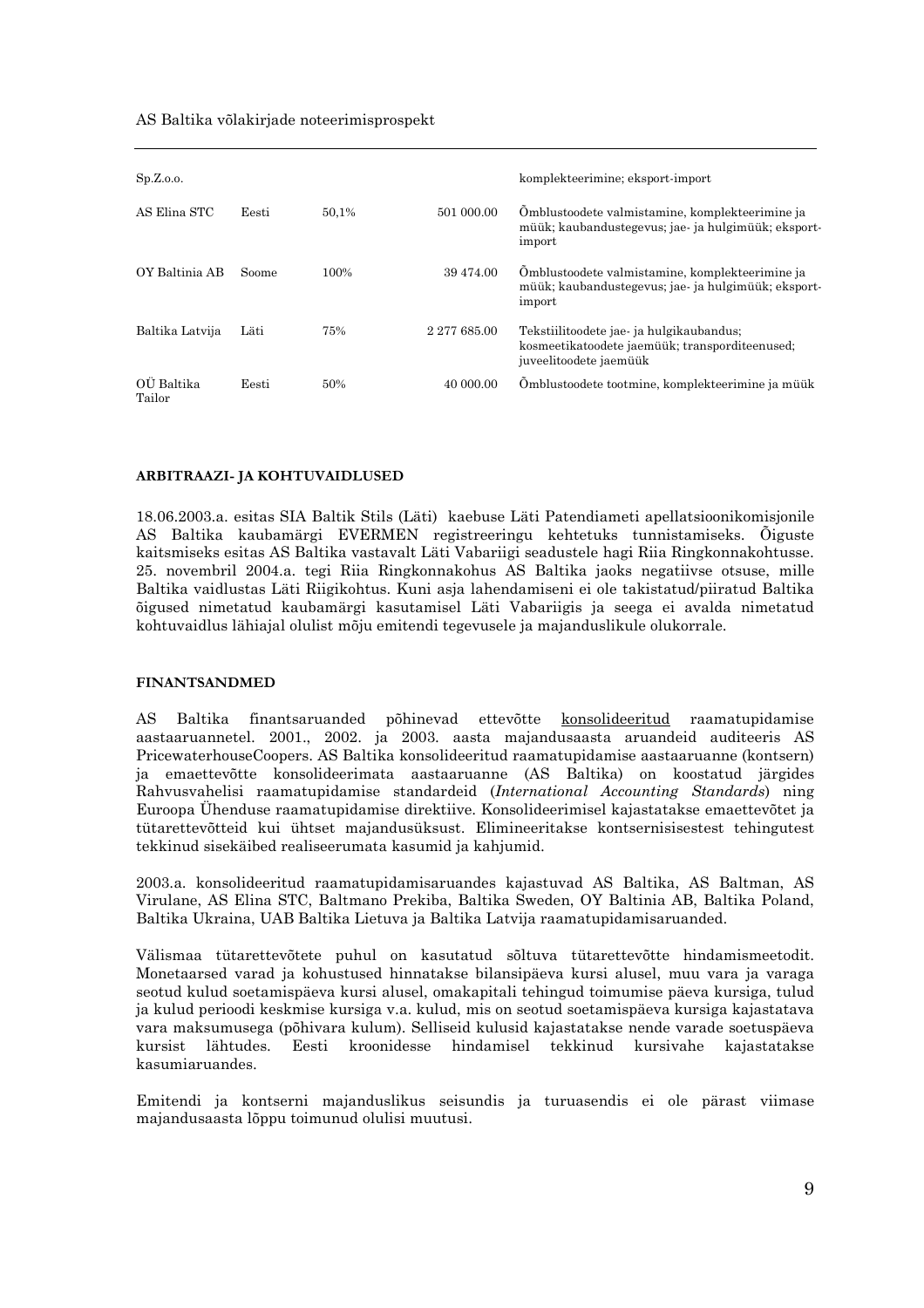| | | | | |
|---|---|---|---|---|
| Sp.Z.o.o. | | | | komplekteerimine; eksport-import |
| AS Elina STC | Eesti | 50,1% | 501 000.00 | Õmblustoodete valmistamine, komplekteerimine ja müük; kaubandustegevus; jae- ja hulgimüük; eksport-import |
| OY Baltinia AB | Soome | 100% | 39 474.00 | Õmblustoodete valmistamine, komplekteerimine ja müük; kaubandustegevus; jae- ja hulgimüük; eksport-import |
| Baltika Latvija | Läti | 75% | 2 277 685.00 | Tekstiilitoodete jae- ja hulgikaubandus; kosmeetikatoodete jaemüük; transporditeenused; juveelitoodete jaemüük |
| OÜ Baltika Tailor | Eesti | 50% | 40 000.00 | Õmblustoodete tootmine, komplekteerimine ja müük |

**ARBITRAAZI- JA KOHTUVAIDLUSED**

18.06.2003.a. esitas SIA Baltik Stils (Läti) kaebuse Läti Patendiameti apellatsioonikomisjonile AS Baltika kaubamärgi EVERMEN registreeringu kehtetuks tunnistamiseks. Õiguste kaitsmiseks esitas AS Baltika vastavalt Läti Vabariigi seadustele hagi Riia Ringkonnakohtusse. 25. novembril 2004.a. tegi Riia Ringkonnakohus AS Baltika jaoks negatiivse otsuse, mille Baltika vaidlustas Läti Riigikohtus. Kuni asja lahendamiseni ei ole takistatud/piiratud Baltika õigused nimetatud kaubamärgi kasutamisel Läti Vabariigis ja seega ei avalda nimetatud kohtuvaidlus lähiajal olulist mõju emitendi tegevusele ja majanduslikule olukorrale.

**FINANTSANDMED**

AS Baltika finantsaruanded põhinevad ettevõtte konsolideeritud raamatupidamise aastaaruannetel. 2001., 2002. ja 2003. aasta majandusaasta aruandeid auditeeris AS PricewaterhouseCoopers. AS Baltika konsolideeritud raamatupidamise aastaaruanne (kontsern) ja emaettevõtte konsolideerimata aastaaruanne (AS Baltika) on koostatud järgides Rahvusvahelisi raamatupidamise standardeid (*International Accounting Standards*) ning Euroopa Ühenduse raamatupidamise direktiive. Konsolideerimisel kajastatakse emaettevõtet ja tütarettevõtteid kui ühtset majandusüksust. Elimineeritakse kontsernisisestest tehingutest tekkinud sisekäibed realiseerumata kasumid ja kahjumid.

2003.a. konsolideeritud raamatupidamisaruandes kajastuvad AS Baltika, AS Baltman, AS Virulane, AS Elina STC, Baltmano Prekiba, Baltika Sweden, OY Baltinia AB, Baltika Poland, Baltika Ukraina, UAB Baltika Lietuva ja Baltika Latvija raamatupidamisaruanded.

Välismaa tütarettevõtete puhul on kasutatud sõltuva tütarettevõtte hindamismeetodit. Monetaarsed varad ja kohustused hinnatakse bilansipäeva kursi alusel, muu vara ja varaga seotud kulud soetamispäeva kursi alusel, omakapitali tehingud toimumise päeva kursiga, tulud ja kulud perioodi keskmise kursiga v.a. kulud, mis on seotud soetamispäeva kursiga kajastatava vara maksumusega (põhivara kulum). Selliseid kulusid kajastatakse nende varade soetuspäeva kursist lähtudes. Eesti kroonidesse hindamisel tekkinud kursivahe kajastatakse kasumiaruandes.

Emitendi ja kontserni majanduslikus seisundis ja turuasendis ei ole pärast viimase majandusaasta lõppu toimunud olulisi muutusi.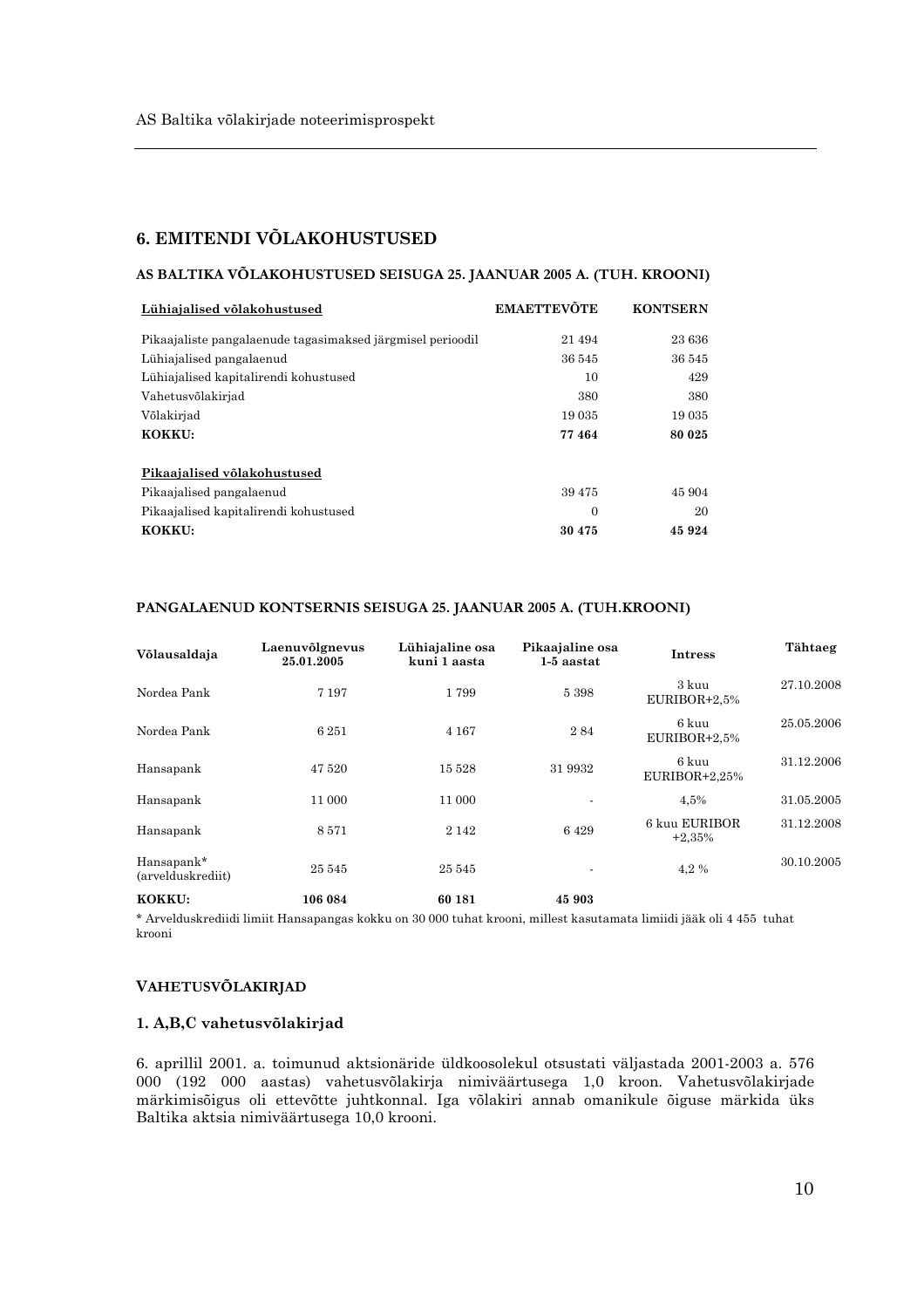## 6. EMITENDI VÕLAKOHUSTUSED

### AS BALTIKA VÕLAKOHUSTUSED SEISUGA 25. JAANUAR 2005 A. (TUH. KROONI)

| Lühiajalised võlakohustused | EMAETTEVÕTE | KONTSERN |
|---|---|---|
| Pikaajaliste pangalaenude tagasimaksed järgmisel perioodil | 21 494 | 23 636 |
| Lühiajalised pangalaenud | 36 545 | 36 545 |
| Lühiajalised kapitalirendi kohustused | 10 | 429 |
| Vahetusvõlakirjad | 380 | 380 |
| Võlakirjad | 19 035 | 19 035 |
| **KOKKU:** | **77 464** | **80 025** |
| **Pikaajalised võlakohustused** | | |
| Pikaajalised pangalaenud | 39 475 | 45 904 |
| Pikaajalised kapitalirendi kohustused | 0 | 20 |
| **KOKKU:** | **30 475** | **45 924** |

### PANGALAENUD KONTSERNIS SEISUGA 25. JAANUAR 2005 A. (TUH.KROONI)

| Võlausaldaja | Laenuvõlgnevus 25.01.2005 | Lühiajaline osa kuni 1 aasta | Pikaajaline osa 1-5 aastat | Intress | Tähtaeg |
|---|---|---|---|---|---|
| Nordea Pank | 7 197 | 1 799 | 5 398 | 3 kuu EURIBOR+2,5% | 27.10.2008 |
| Nordea Pank | 6 251 | 4 167 | 2 84 | 6 kuu EURIBOR+2,5% | 25.05.2006 |
| Hansapank | 47 520 | 15 528 | 31 9932 | 6 kuu EURIBOR+2,25% | 31.12.2006 |
| Hansapank | 11 000 | 11 000 | - | 4,5% | 31.05.2005 |
| Hansapank | 8 571 | 2 142 | 6 429 | 6 kuu EURIBOR +2,35% | 31.12.2008 |
| Hansapank* (arvelduskrediit) | 25 545 | 25 545 | - | 4,2 % | 30.10.2005 |
| **KOKKU:** | **106 084** | **60 181** | **45 903** | | |

* Arvelduskrediidi limiit Hansapangas kokku on 30 000 tuhat krooni, millest kasutamata limiidi jääk oli 4 455 tuhat krooni

### VAHETUSVÕLAKIRJAD

#### 1. A,B,C vahetusvõlakirjad

6. aprillil 2001. a. toimunud aktsionäride üldkoosolekul otsustati väljastada 2001-2003 a. 576 000 (192 000 aastas) vahetusvõlakirja nimiväärtusega 1,0 kroon. Vahetusvõlakirjade märkimisõigus oli ettevõtte juhtkonnal. Iga võlakiri annab omanikule õiguse märkida üks Baltika aktsia nimiväärtusega 10,0 krooni.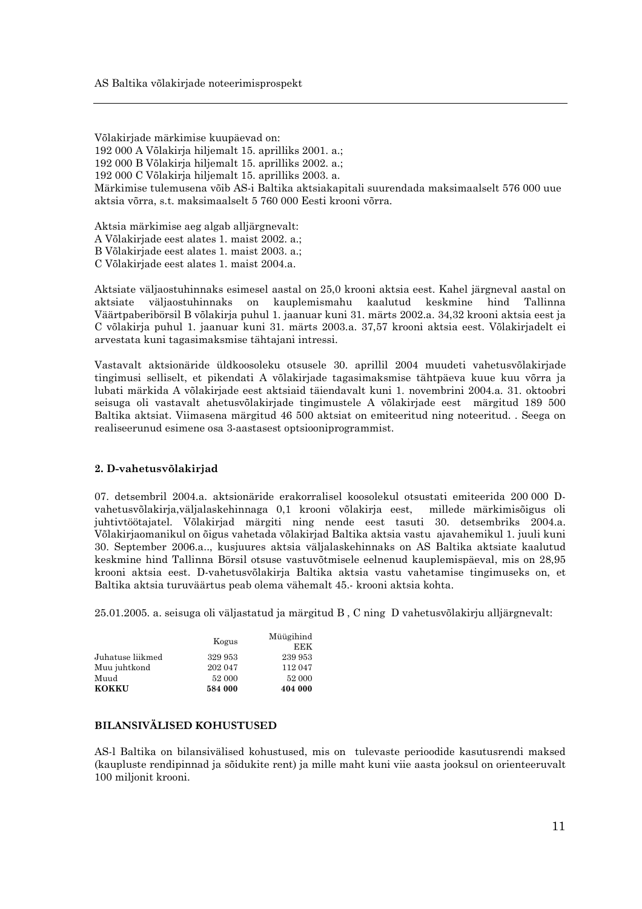Võlakirjade märkimise kuupäevad on:
192 000 A Võlakirja hiljemalt 15. aprilliks 2001. a.;
192 000 B Võlakirja hiljemalt 15. aprilliks 2002. a.;
192 000 C Võlakirja hiljemalt 15. aprilliks 2003. a.
Märkimise tulemusena võib AS-i Baltika aktsiakapitali suurendada maksimaalselt 576 000 uue aktsia võrra, s.t. maksimaalselt 5 760 000 Eesti krooni võrra.

Aktsia märkimise aeg algab alljärgnevalt:
A Võlakirjade eest alates 1. maist 2002. a.;
B Võlakirjade eest alates 1. maist 2003. a.;
C Võlakirjade eest alates 1. maist 2004.a.

Aktsiate väljaostuhinnaks esimesel aastal on 25,0 krooni aktsia eest. Kahel järgneval aastal on aktsiate väljaostuhinnaks on kauplemismahu kaalutud keskmine hind Tallinna Väärtpaberibörsil B võlakirja puhul 1. jaanuar kuni 31. märts 2002.a. 34,32 krooni aktsia eest ja C võlakirja puhul 1. jaanuar kuni 31. märts 2003.a. 37,57 krooni aktsia eest. Võlakirjadelt ei arvestata kuni tagasimaksmise tähtajani intressi.

Vastavalt aktsionäride üldkoosoleku otsusele 30. aprillil 2004 muudeti vahetusvõlakirjade tingimusi selliselt, et pikendati A võlakirjade tagasimaksmise tähtpäeva kuue kuu võrra ja lubati märkida A võlakirjade eest aktsiaid täiendavalt kuni 1. novembrini 2004.a. 31. oktoobri seisuga oli vastavalt ahetusvõlakirjade tingimustele A võlakirjade eest märgitud 189 500 Baltika aktsiat. Viimasena märgitud 46 500 aktsiat on emiteeritud ning noteeritud. . Seega on realiseerunud esimene osa 3-aastasest optsiooniprogrammist.

**2. D-vahetusvõlakirjad**

07. detsembril 2004.a. aktsionäride erakorralisel koosolekul otsustati emiteerida 200 000 D-vahetusvõlakirja,väljalaskehinnaga 0,1 krooni võlakirja eest, millede märkimisõigus oli juhtivtöötajatel. Võlakirjad märgiti ning nende eest tasuti 30. detsembriks 2004.a. Võlakirjaomanikul on õigus vahetada võlakirjad Baltika aktsia vastu ajavahemikul 1. juuli kuni 30. September 2006.a.., kusjuures aktsia väljalaskehinnaks on AS Baltika aktsiate kaalutud keskmine hind Tallinna Börsil otsuse vastuvõtmisele eelnenud kauplemispäeval, mis on 28,95 krooni aktsia eest. D-vahetusvõlakirja Baltika aktsia vastu vahetamise tingimuseks on, et Baltika aktsia turuväärtus peab olema vähemalt 45.- krooni aktsia kohta.

25.01.2005. a. seisuga oli väljastatud ja märgitud B , C ning D vahetusvõlakirju alljärgnevalt:

| | Kogus | Müügihind EEK |
|---|---|---|
| Juhatuse liikmed | 329 953 | 239 953 |
| Muu juhtkond | 202 047 | 112 047 |
| Muud | 52 000 | 52 000 |
| **KOKKU** | **584 000** | **404 000** |

**BILANSIVÄLISED KOHUSTUSED**

AS-l Baltika on bilansivälised kohustused, mis on tulevaste perioodide kasutusrendi maksed (kaupluste rendipinnad ja sõidukite rent) ja mille maht kuni viie aasta jooksul on orienteeruvalt 100 miljonit krooni.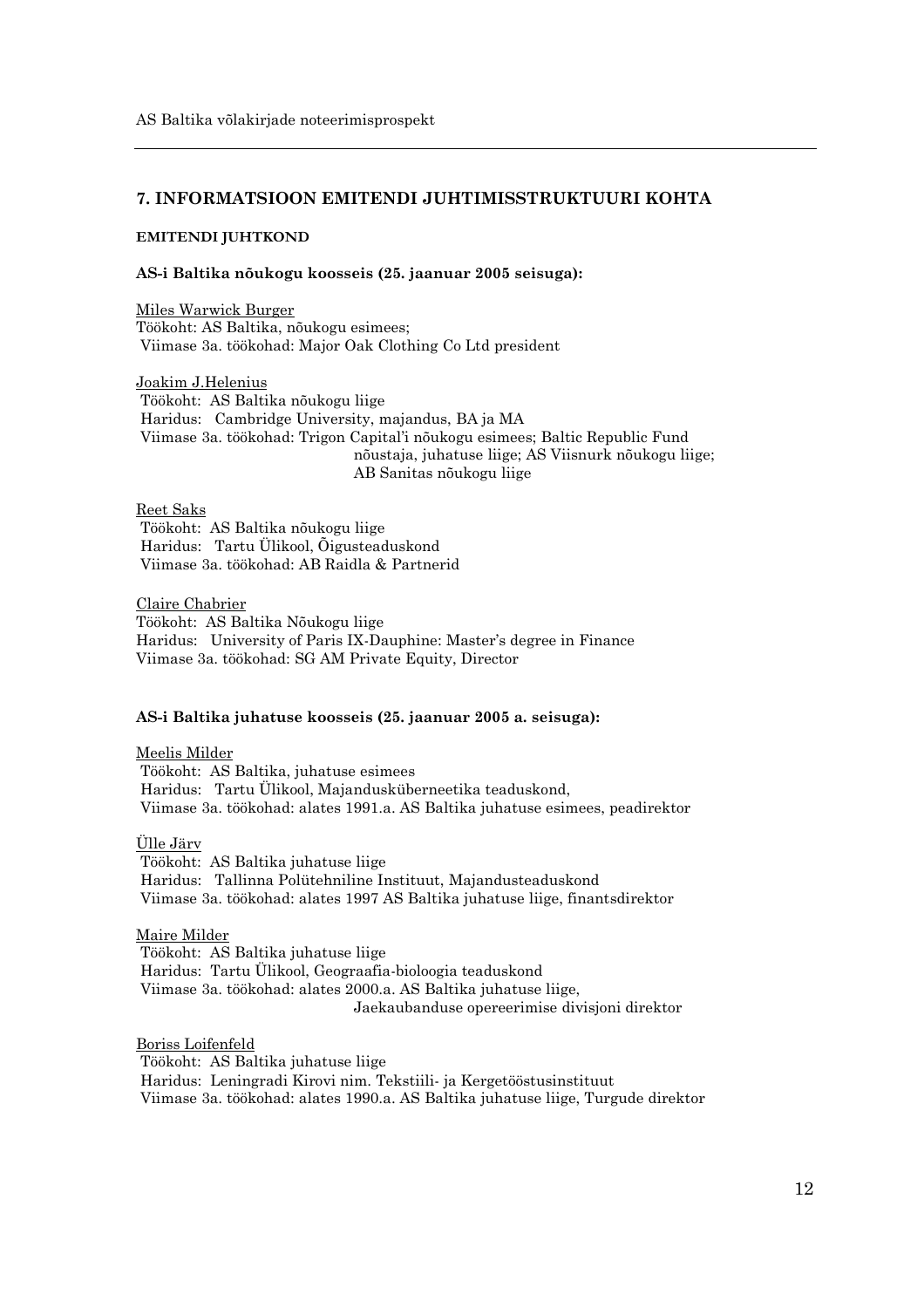## 7. INFORMATSIOON EMITENDI JUHTIMISSTRUKTUURI KOHTA

### EMITENDI JUHTKOND

**AS-i Baltika nõukogu koosseis (25. jaanuar 2005 seisuga):**

Miles Warwick Burger
Töökoht: AS Baltika, nõukogu esimees;
Viimase 3a. töökohad: Major Oak Clothing Co Ltd president

Joakim J.Helenius
Töökoht: AS Baltika nõukogu liige
Haridus: Cambridge University, majandus, BA ja MA
Viimase 3a. töökohad: Trigon Capital'i nõukogu esimees; Baltic Republic Fund nõustaja, juhatuse liige; AS Viisnurk nõukogu liige; AB Sanitas nõukogu liige

Reet Saks
Töökoht: AS Baltika nõukogu liige
Haridus: Tartu Ülikool, Õigusteaduskond
Viimase 3a. töökohad: AB Raidla & Partnerid

Claire Chabrier
Töökoht: AS Baltika Nõukogu liige
Haridus: University of Paris IX-Dauphine: Master's degree in Finance
Viimase 3a. töökohad: SG AM Private Equity, Director

**AS-i Baltika juhatuse koosseis (25. jaanuar 2005 a. seisuga):**

Meelis Milder
Töökoht: AS Baltika, juhatuse esimees
Haridus: Tartu Ülikool, Majandusküberneetika teaduskond,
Viimase 3a. töökohad: alates 1991.a. AS Baltika juhatuse esimees, peadirektor

Ülle Järv
Töökoht: AS Baltika juhatuse liige
Haridus: Tallinna Polütehniline Instituut, Majandusteaduskond
Viimase 3a. töökohad: alates 1997 AS Baltika juhatuse liige, finantsdirektor

Maire Milder
Töökoht: AS Baltika juhatuse liige
Haridus: Tartu Ülikool, Geograafia-bioloogia teaduskond
Viimase 3a. töökohad: alates 2000.a. AS Baltika juhatuse liige, Jaekaubanduse opereerimise divisjoni direktor

Boriss Loifenfeld
Töökoht: AS Baltika juhatuse liige
Haridus: Leningradi Kirovi nim. Tekstiili- ja Kergetööstusinstituut
Viimase 3a. töökohad: alates 1990.a. AS Baltika juhatuse liige, Turgude direktor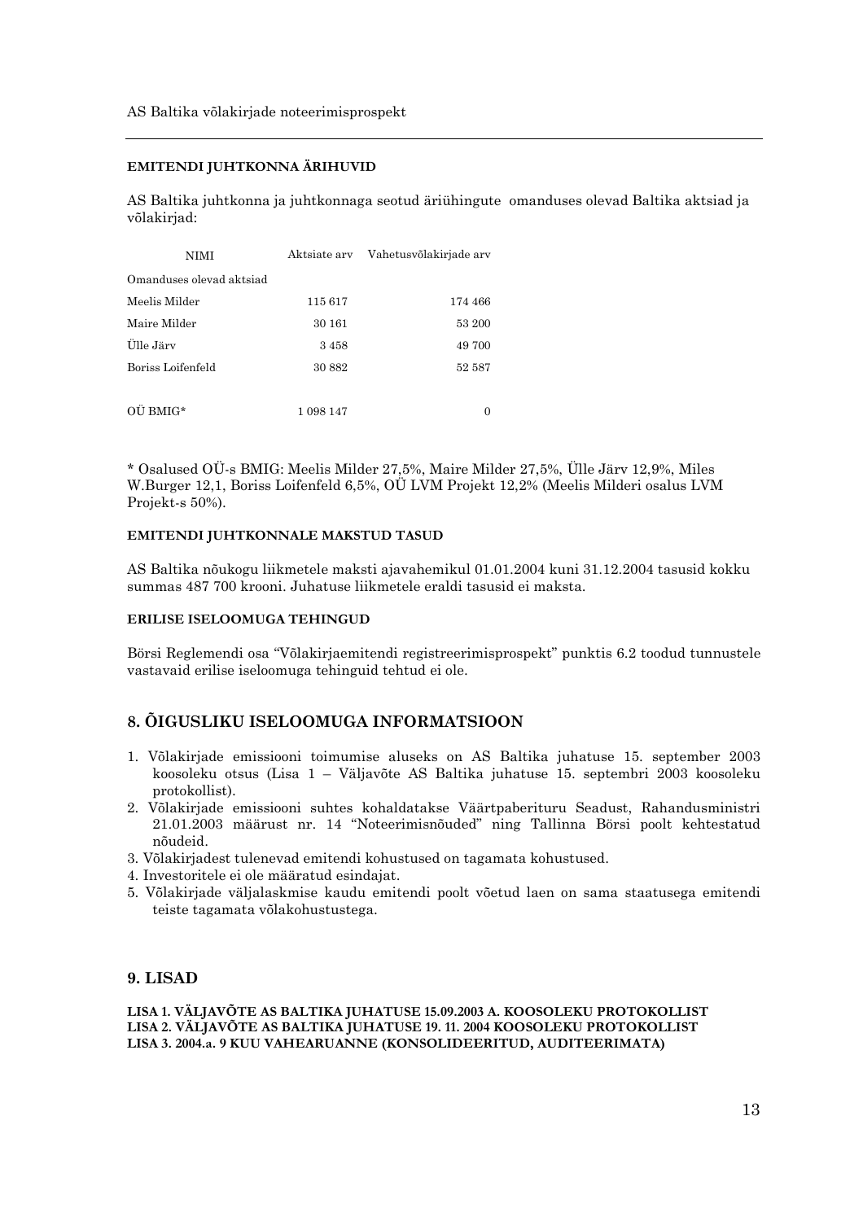#### EMITENDI JUHTKONNA ÄRIHUVID

AS Baltika juhtkonna ja juhtkonnaga seotud äriühingute omanduses olevad Baltika aktsiad ja võlakirjad:

| NIMI | Aktsiate arv | Vahetusvõlakirjade arv |
|---|---|---|
| Omanduses olevad aktsiad | | |
| Meelis Milder | 115 617 | 174 466 |
| Maire Milder | 30 161 | 53 200 |
| Ülle Järv | 3 458 | 49 700 |
| Boriss Loifenfeld | 30 882 | 52 587 |
| | | |
| OÜ BMIG* | 1 098 147 | 0 |

* Osalused OÜ-s BMIG: Meelis Milder 27,5%, Maire Milder 27,5%, Ülle Järv 12,9%, Miles W.Burger 12,1, Boriss Loifenfeld 6,5%, OÜ LVM Projekt 12,2% (Meelis Milderi osalus LVM Projekt-s 50%).

#### EMITENDI JUHTKONNALE MAKSTUD TASUD

AS Baltika nõukogu liikmetele maksti ajavahemikul 01.01.2004 kuni 31.12.2004 tasusid kokku summas 487 700 krooni. Juhatuse liikmetele eraldi tasusid ei maksta.

#### ERILISE ISELOOMUGA TEHINGUD

Börsi Reglemendi osa "Võlakirjaemitendi registreerimisprospekt" punktis 6.2 toodud tunnustele vastavaid erilise iseloomuga tehinguid tehtud ei ole.

## 8. ÕIGUSLIKU ISELOOMUGA INFORMATSIOON

1. Võlakirjade emissiooni toimumise aluseks on AS Baltika juhatuse 15. september 2003 koosoleku otsus (Lisa 1 – Väljavõte AS Baltika juhatuse 15. septembri 2003 koosoleku protokollist).
2. Võlakirjade emissiooni suhtes kohaldatakse Väärtpaberituru Seadust, Rahandusministri 21.01.2003 määrust nr. 14 "Noteerimisnõuded" ning Tallinna Börsi poolt kehtestatud nõudeid.
3. Võlakirjadest tulenevad emitendi kohustused on tagamata kohustused.
4. Investoritele ei ole määratud esindajat.
5. Võlakirjade väljalaskmise kaudu emitendi poolt võetud laen on sama staatusega emitendi teiste tagamata võlakohustustega.

## 9. LISAD

**LISA 1. VÄLJAVÕTE AS BALTIKA JUHATUSE 15.09.2003 A. KOOSOLEKU PROTOKOLLIST**
**LISA 2. VÄLJAVÕTE AS BALTIKA JUHATUSE 19. 11. 2004 KOOSOLEKU PROTOKOLLIST**
**LISA 3. 2004.a. 9 KUU VAHEARUANNE (KONSOLIDEERITUD, AUDITEERIMATA)**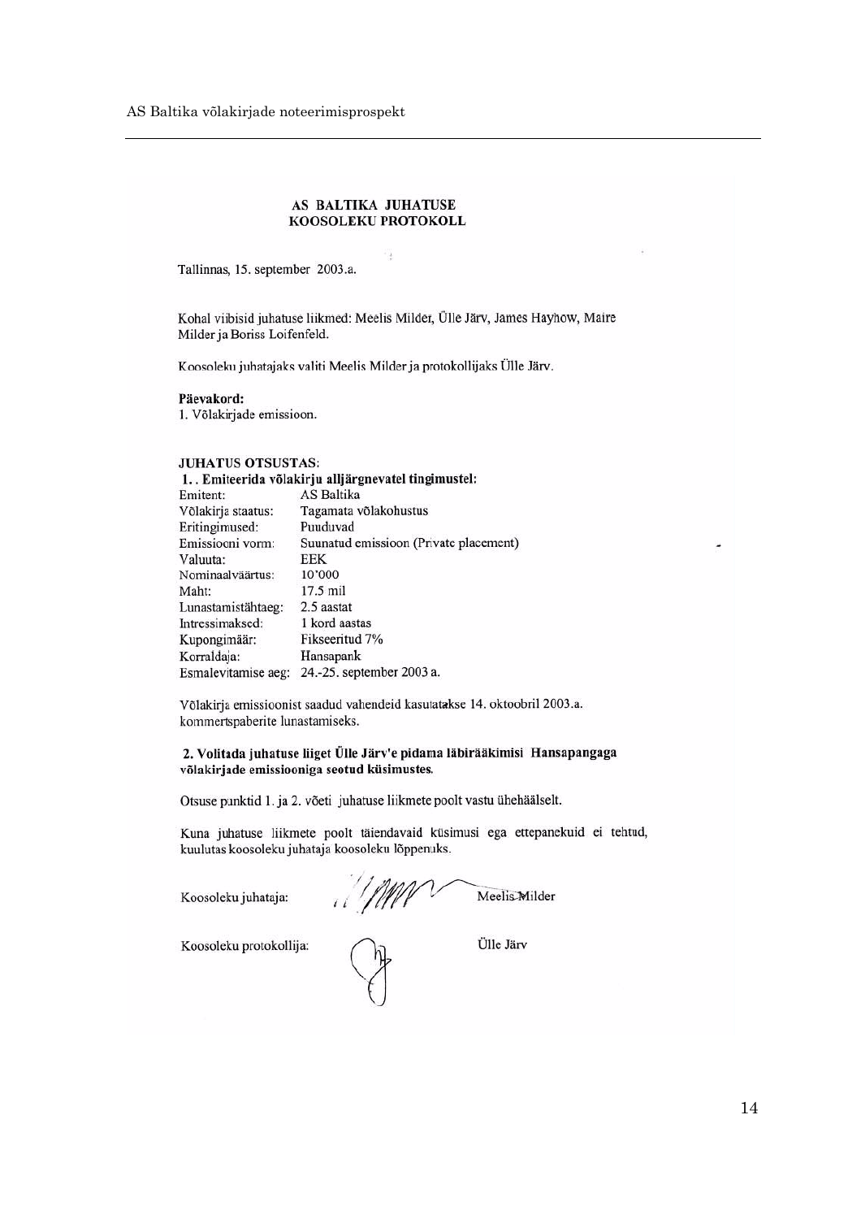## AS BALTIKA JUHATUSE KOOSOLEKU PROTOKOLL

Tallinnas, 15. september 2003.a.

Kohal viibisid juhatuse liikmed: Meelis Milder, Ülle Järv, James Hayhow, Maire Milder ja Boriss Loifenfeld.

Koosoleku juhatajaks valiti Meelis Milder ja protokollijaks Ülle Järv.

**Päevakord:**
1. Võlakirjade emissioon.

**JUHATUS OTSUSTAS:**

**1. . Emiteerida võlakirju alljärgnevatel tingimustel:**

| | |
|---|---|
| Emitent: | AS Baltika |
| Võlakirja staatus: | Tagamata võlakohustus |
| Eritingimused: | Puuduvad |
| Emissiooni vorm: | Suunatud emissioon (Private placement) |
| Valuuta: | EEK |
| Nominaalväärtus: | 10'000 |
| Maht: | 17.5 mil |
| Lunastamistähtaeg: | 2.5 aastat |
| Intressimaksed: | 1 kord aastas |
| Kupongimäär: | Fikseeritud 7% |
| Korraldaja: | Hansapank |
| Esmalevitamise aeg: | 24.-25. september 2003 a. |

Võlakirja emissioonist saadud vahendeid kasutatakse 14. oktoobril 2003.a. kommertspaberite lunastamiseks.

**2. Volitada juhatuse liiget Ülle Järv'e pidama läbirääkimisi Hansapangaga võlakirjade emissiooniga seotud küsimustes.**

Otsuse punktid 1. ja 2. võeti juhatuse liikmete poolt vastu ühehäälselt.

Kuna juhatuse liikmete poolt täiendavaid küsimusi ega ettepanekuid ei tehtud, kuulutas koosoleku juhataja koosoleku lõppenuks.

Koosoleku juhataja: Meelis Milder

Koosoleku protokollija: Ülle Järv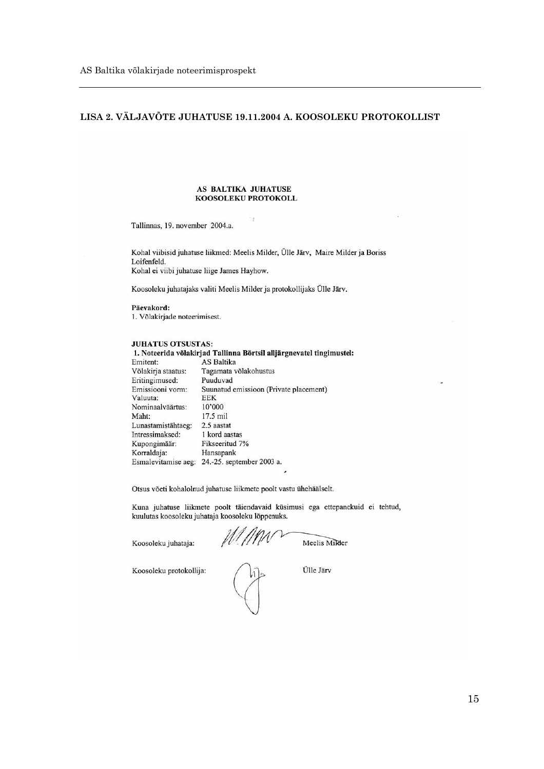## LISA 2. VÄLJAVÕTE JUHATUSE 19.11.2004 A. KOOSOLEKU PROTOKOLLIST

**AS BALTIKA JUHATUSE**
**KOOSOLEKU PROTOKOLL**

Tallinnas, 19. november 2004.a.

Kohal viibisid juhatuse liikmed: Meelis Milder, Ülle Järv, Maire Milder ja Boriss Loifenfeld.
Kohal ei viibi juhatuse liige James Hayhow.

Koosoleku juhatajaks valiti Meelis Milder ja protokollijaks Ülle Järv.

**Päevakord:**
1. Võlakirjade noteerimisest.

**JUHATUS OTSUSTAS:**
**1. Noteerida võlakirjad Tallinna Börsil alljärgnevatel tingimustel:**

| | |
|---|---|
| Emitent: | AS Baltika |
| Võlakirja staatus: | Tagamata võlakohustus |
| Eritingimused: | Puuduvad |
| Emissiooni vorm: | Suunatud emissioon (Private placement) |
| Valuuta: | EEK |
| Nominaalväärtus: | 10'000 |
| Maht: | 17.5 mil |
| Lunastamistähtaeg: | 2.5 aastat |
| Intressimaksed: | 1 kord aastas |
| Kupongimäär: | Fikseeritud 7% |
| Korraldaja: | Hansapank |
| Esmalevitamise aeg: | 24.-25. september 2003 a. |

Otsus võeti kohalolnud juhatuse liikmete poolt vastu ühehäälselt.

Kuna juhatuse liikmete poolt täiendavaid küsimusi ega ettepanekuid ei tehtud, kuulutas koosoleku juhataja koosoleku lõppenuks.

Koosoleku juhataja: Meelis Milder

Koosoleku protokollija: Ülle Järv